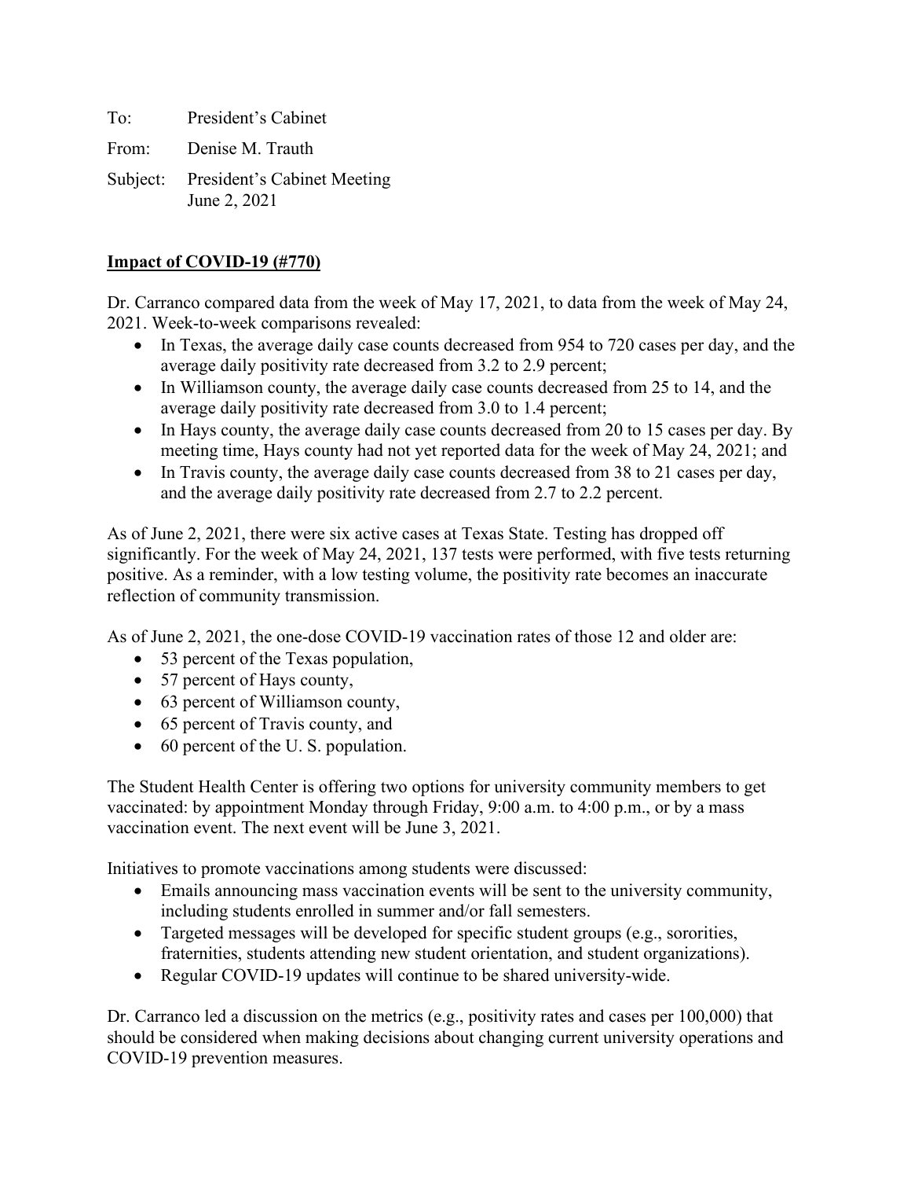To: President's Cabinet

From: Denise M. Trauth

Subject: President's Cabinet Meeting
June 2, 2021

**Impact of COVID-19 (#770)**

Dr. Carranco compared data from the week of May 17, 2021, to data from the week of May 24, 2021. Week-to-week comparisons revealed:

- In Texas, the average daily case counts decreased from 954 to 720 cases per day, and the average daily positivity rate decreased from 3.2 to 2.9 percent;
- In Williamson county, the average daily case counts decreased from 25 to 14, and the average daily positivity rate decreased from 3.0 to 1.4 percent;
- In Hays county, the average daily case counts decreased from 20 to 15 cases per day. By meeting time, Hays county had not yet reported data for the week of May 24, 2021; and
- In Travis county, the average daily case counts decreased from 38 to 21 cases per day, and the average daily positivity rate decreased from 2.7 to 2.2 percent.

As of June 2, 2021, there were six active cases at Texas State. Testing has dropped off significantly. For the week of May 24, 2021, 137 tests were performed, with five tests returning positive. As a reminder, with a low testing volume, the positivity rate becomes an inaccurate reflection of community transmission.

As of June 2, 2021, the one-dose COVID-19 vaccination rates of those 12 and older are:

- 53 percent of the Texas population,
- 57 percent of Hays county,
- 63 percent of Williamson county,
- 65 percent of Travis county, and
- 60 percent of the U. S. population.

The Student Health Center is offering two options for university community members to get vaccinated: by appointment Monday through Friday, 9:00 a.m. to 4:00 p.m., or by a mass vaccination event. The next event will be June 3, 2021.

Initiatives to promote vaccinations among students were discussed:

- Emails announcing mass vaccination events will be sent to the university community, including students enrolled in summer and/or fall semesters.
- Targeted messages will be developed for specific student groups (e.g., sororities, fraternities, students attending new student orientation, and student organizations).
- Regular COVID-19 updates will continue to be shared university-wide.

Dr. Carranco led a discussion on the metrics (e.g., positivity rates and cases per 100,000) that should be considered when making decisions about changing current university operations and COVID-19 prevention measures.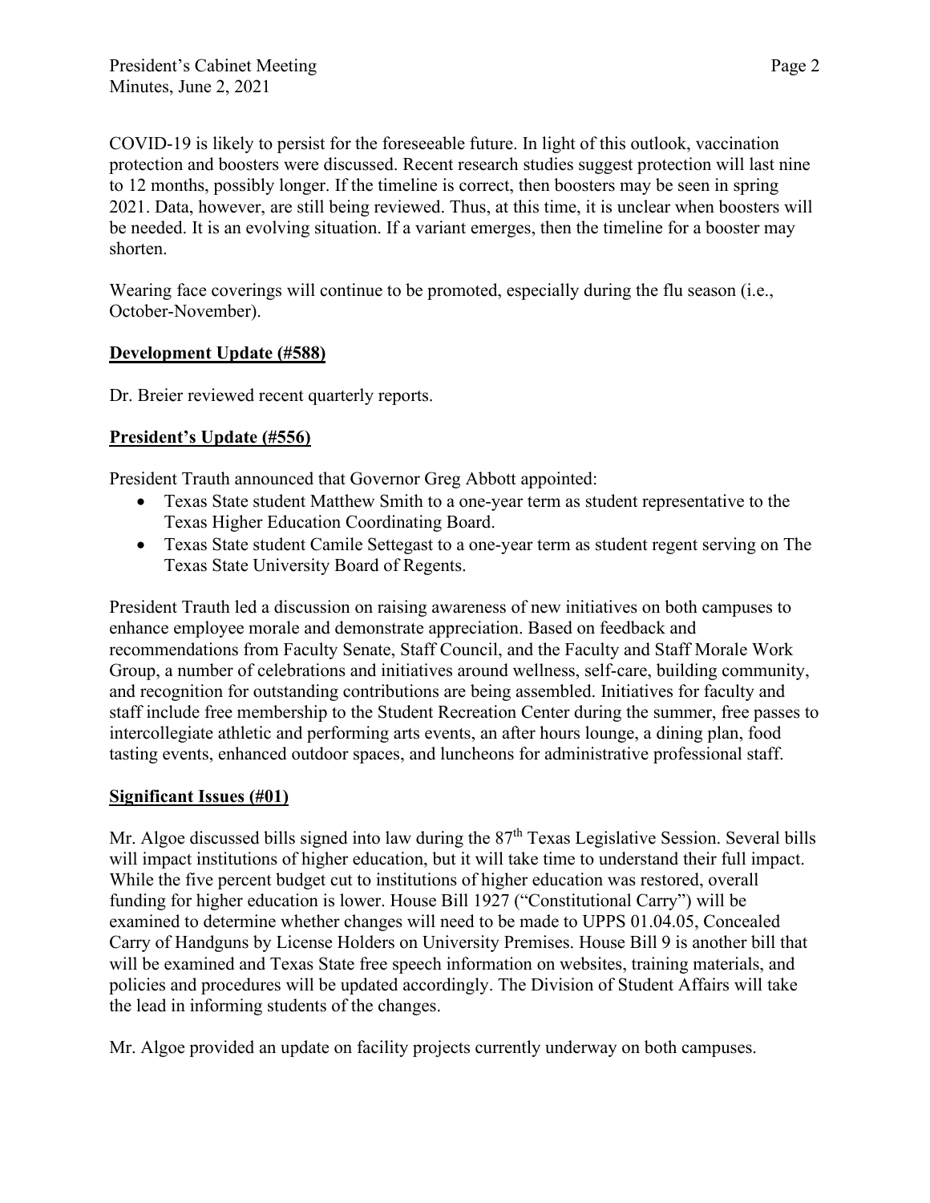COVID-19 is likely to persist for the foreseeable future. In light of this outlook, vaccination protection and boosters were discussed. Recent research studies suggest protection will last nine to 12 months, possibly longer. If the timeline is correct, then boosters may be seen in spring 2021. Data, however, are still being reviewed. Thus, at this time, it is unclear when boosters will be needed. It is an evolving situation. If a variant emerges, then the timeline for a booster may shorten.

Wearing face coverings will continue to be promoted, especially during the flu season (i.e., October-November).

**Development Update (#588)**

Dr. Breier reviewed recent quarterly reports.

**President's Update (#556)**

President Trauth announced that Governor Greg Abbott appointed:

- Texas State student Matthew Smith to a one-year term as student representative to the Texas Higher Education Coordinating Board.
- Texas State student Camile Settegast to a one-year term as student regent serving on The Texas State University Board of Regents.

President Trauth led a discussion on raising awareness of new initiatives on both campuses to enhance employee morale and demonstrate appreciation. Based on feedback and recommendations from Faculty Senate, Staff Council, and the Faculty and Staff Morale Work Group, a number of celebrations and initiatives around wellness, self-care, building community, and recognition for outstanding contributions are being assembled. Initiatives for faculty and staff include free membership to the Student Recreation Center during the summer, free passes to intercollegiate athletic and performing arts events, an after hours lounge, a dining plan, food tasting events, enhanced outdoor spaces, and luncheons for administrative professional staff.

**Significant Issues (#01)**

Mr. Algoe discussed bills signed into law during the 87th Texas Legislative Session. Several bills will impact institutions of higher education, but it will take time to understand their full impact. While the five percent budget cut to institutions of higher education was restored, overall funding for higher education is lower. House Bill 1927 ("Constitutional Carry") will be examined to determine whether changes will need to be made to UPPS 01.04.05, Concealed Carry of Handguns by License Holders on University Premises. House Bill 9 is another bill that will be examined and Texas State free speech information on websites, training materials, and policies and procedures will be updated accordingly. The Division of Student Affairs will take the lead in informing students of the changes.

Mr. Algoe provided an update on facility projects currently underway on both campuses.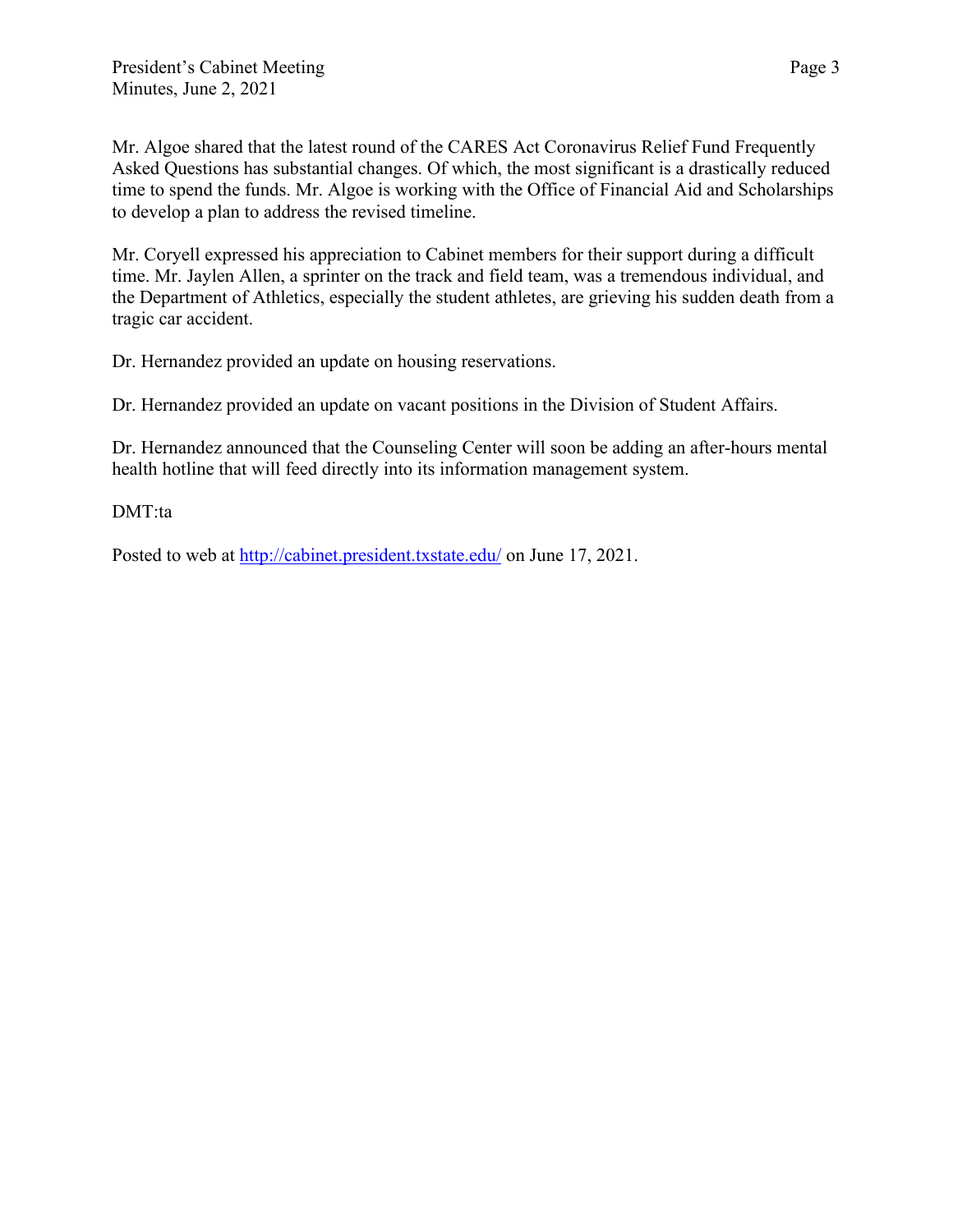Mr. Algoe shared that the latest round of the CARES Act Coronavirus Relief Fund Frequently Asked Questions has substantial changes. Of which, the most significant is a drastically reduced time to spend the funds. Mr. Algoe is working with the Office of Financial Aid and Scholarships to develop a plan to address the revised timeline.

Mr. Coryell expressed his appreciation to Cabinet members for their support during a difficult time. Mr. Jaylen Allen, a sprinter on the track and field team, was a tremendous individual, and the Department of Athletics, especially the student athletes, are grieving his sudden death from a tragic car accident.

Dr. Hernandez provided an update on housing reservations.

Dr. Hernandez provided an update on vacant positions in the Division of Student Affairs.

Dr. Hernandez announced that the Counseling Center will soon be adding an after-hours mental health hotline that will feed directly into its information management system.

DMT:ta

Posted to web at http://cabinet.president.txstate.edu/ on June 17, 2021.